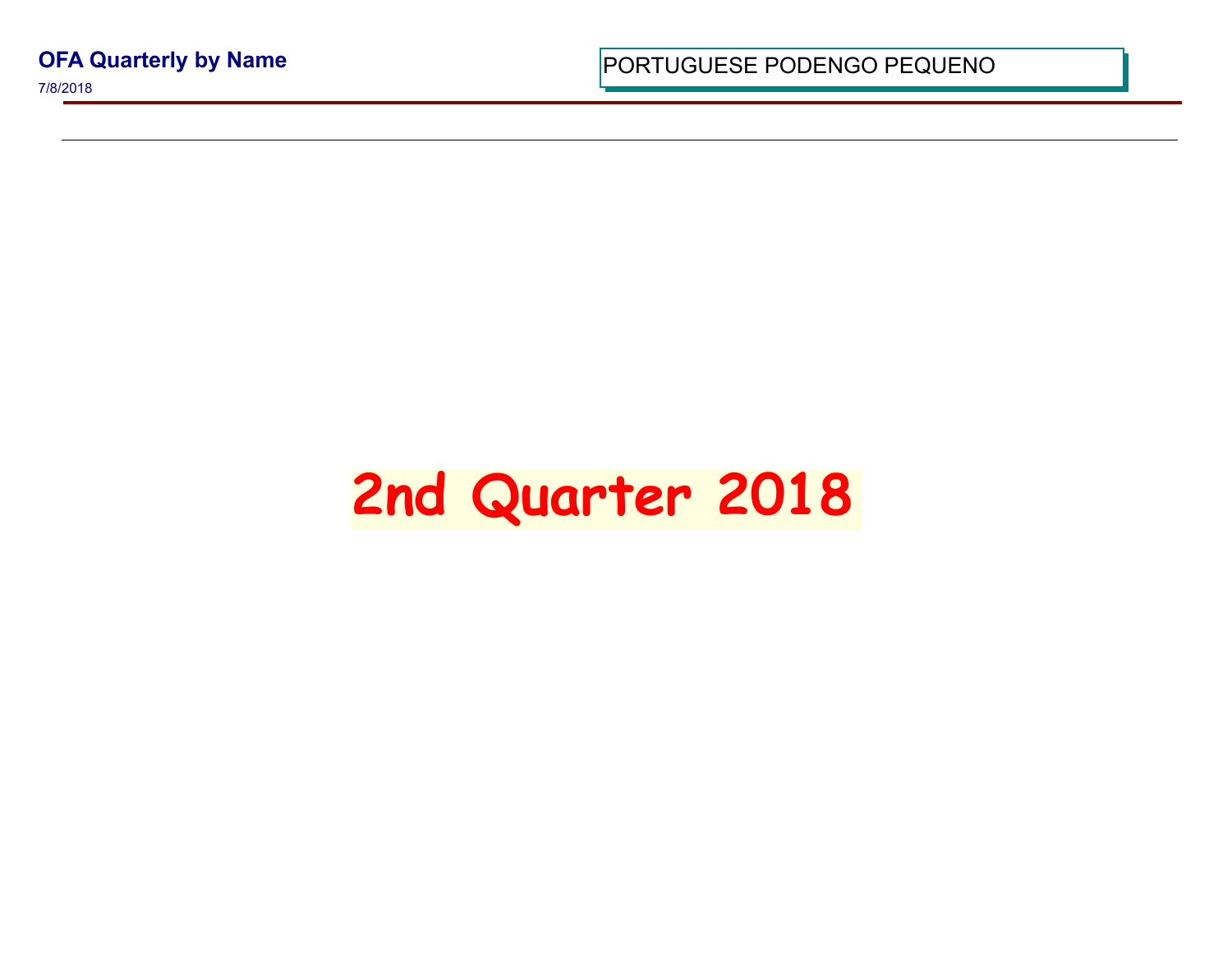**OFA Quarterly by Name**

7/8/2018

PORTUGUESE PODENGO PEQUENO

# 2nd Quarter 2018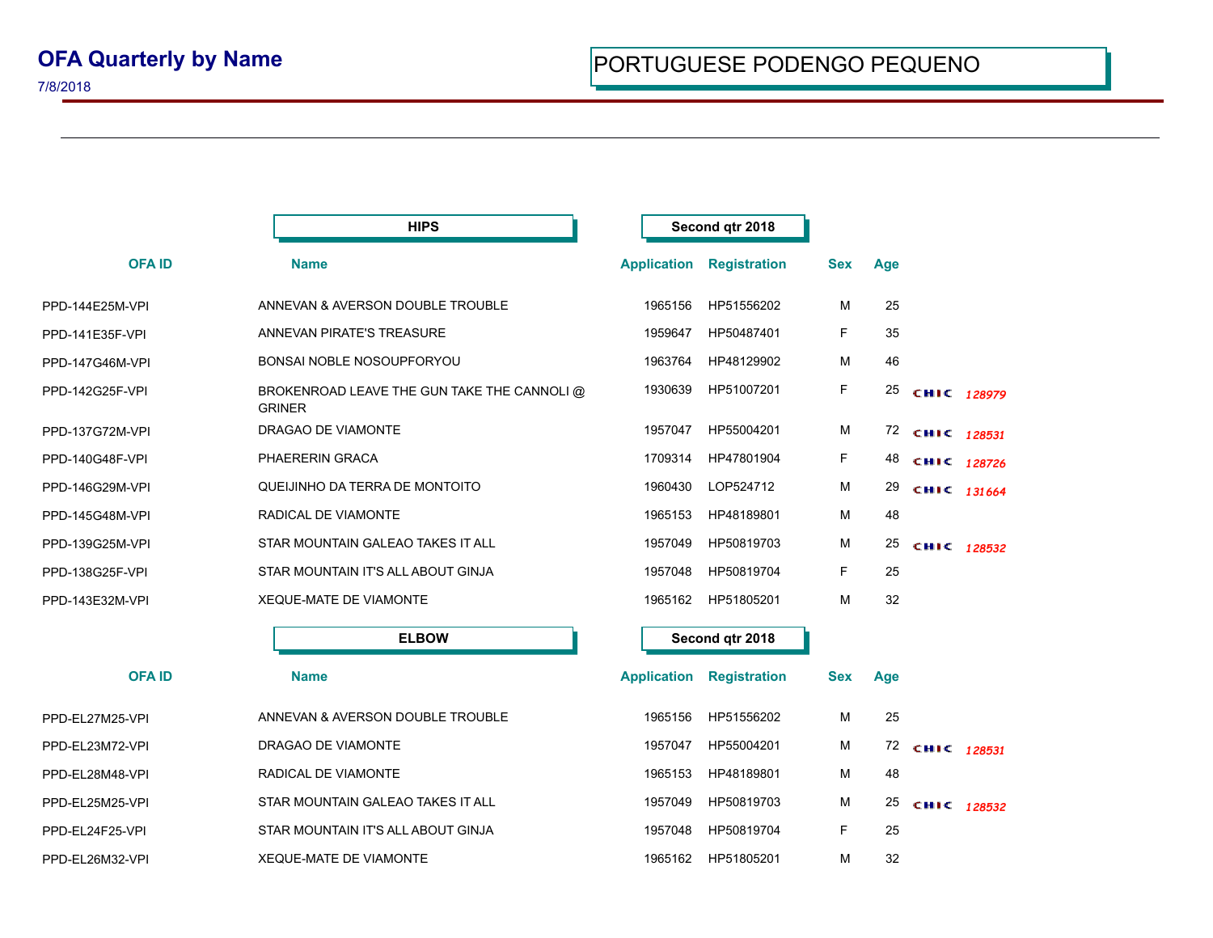# OFA Quarterly by Name

7/8/2018

PORTUGUESE PODENGO PEQUENO

## HIPS — Second qtr 2018

| OFA ID | Name | Application | Registration | Sex | Age | | |
|---|---|---|---|---|---|---|---|
| PPD-144E25M-VPI | ANNEVAN & AVERSON DOUBLE TROUBLE | 1965156 | HP51556202 | M | 25 | | |
| PPD-141E35F-VPI | ANNEVAN PIRATE'S TREASURE | 1959647 | HP50487401 | F | 35 | | |
| PPD-147G46M-VPI | BONSAI NOBLE NOSOUPFORYOU | 1963764 | HP48129902 | M | 46 | | |
| PPD-142G25F-VPI | BROKENROAD LEAVE THE GUN TAKE THE CANNOLI @ GRINER | 1930639 | HP51007201 | F | 25 | CHIC | 128979 |
| PPD-137G72M-VPI | DRAGAO DE VIAMONTE | 1957047 | HP55004201 | M | 72 | CHIC | 128531 |
| PPD-140G48F-VPI | PHAERERIN GRACA | 1709314 | HP47801904 | F | 48 | CHIC | 128726 |
| PPD-146G29M-VPI | QUEIJINHO DA TERRA DE MONTOITO | 1960430 | LOP524712 | M | 29 | CHIC | 131664 |
| PPD-145G48M-VPI | RADICAL DE VIAMONTE | 1965153 | HP48189801 | M | 48 | | |
| PPD-139G25M-VPI | STAR MOUNTAIN GALEAO TAKES IT ALL | 1957049 | HP50819703 | M | 25 | CHIC | 128532 |
| PPD-138G25F-VPI | STAR MOUNTAIN IT'S ALL ABOUT GINJA | 1957048 | HP50819704 | F | 25 | | |
| PPD-143E32M-VPI | XEQUE-MATE DE VIAMONTE | 1965162 | HP51805201 | M | 32 | | |

## ELBOW — Second qtr 2018

| OFA ID | Name | Application | Registration | Sex | Age | | |
|---|---|---|---|---|---|---|---|
| PPD-EL27M25-VPI | ANNEVAN & AVERSON DOUBLE TROUBLE | 1965156 | HP51556202 | M | 25 | | |
| PPD-EL23M72-VPI | DRAGAO DE VIAMONTE | 1957047 | HP55004201 | M | 72 | CHIC | 128531 |
| PPD-EL28M48-VPI | RADICAL DE VIAMONTE | 1965153 | HP48189801 | M | 48 | | |
| PPD-EL25M25-VPI | STAR MOUNTAIN GALEAO TAKES IT ALL | 1957049 | HP50819703 | M | 25 | CHIC | 128532 |
| PPD-EL24F25-VPI | STAR MOUNTAIN IT'S ALL ABOUT GINJA | 1957048 | HP50819704 | F | 25 | | |
| PPD-EL26M32-VPI | XEQUE-MATE DE VIAMONTE | 1965162 | HP51805201 | M | 32 | | |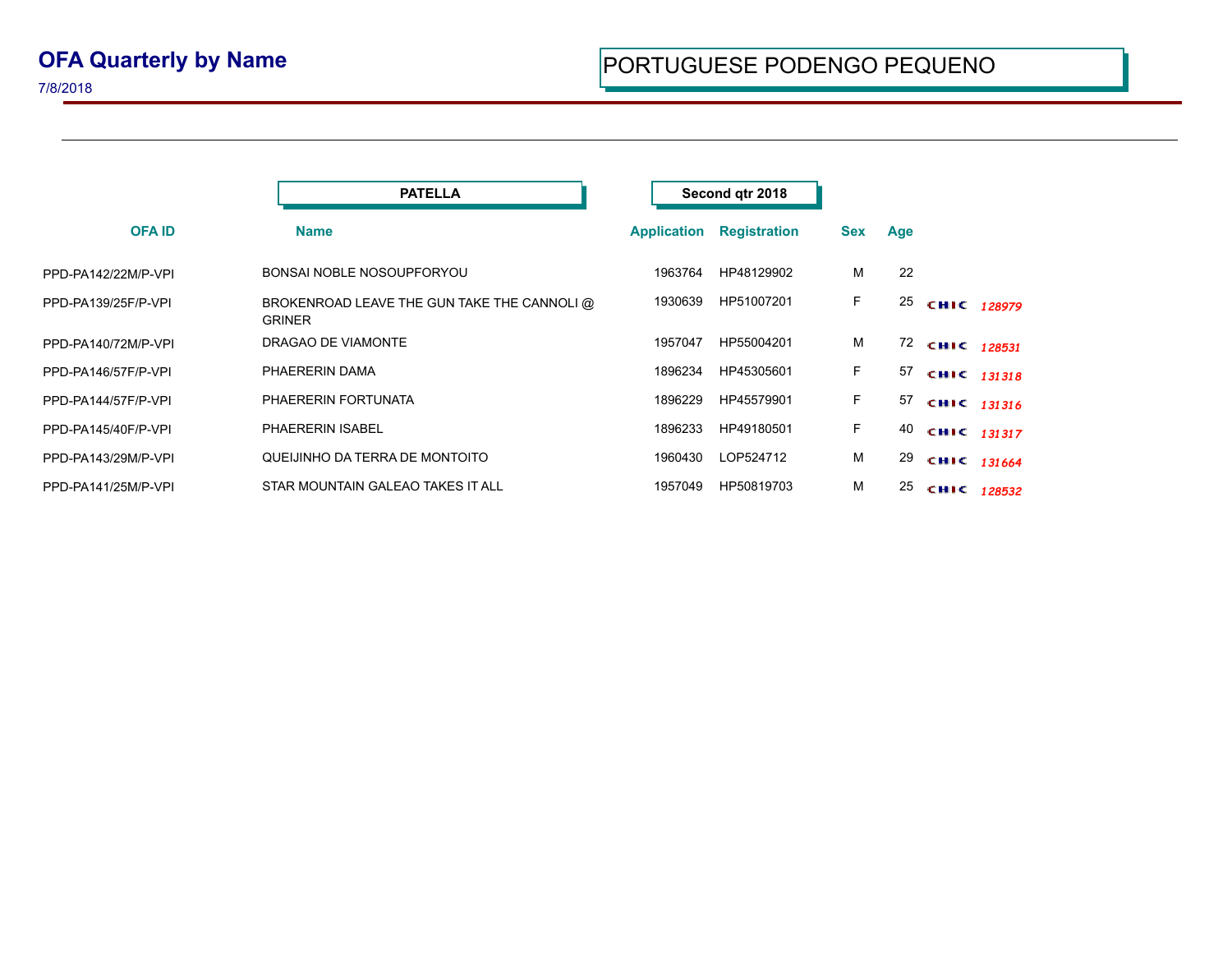# OFA Quarterly by Name

7/8/2018

## PORTUGUESE PODENGO PEQUENO

**PATELLA** | **Second qtr 2018**

| OFA ID | Name | Application | Registration | Sex | Age | |
|---|---|---|---|---|---|---|
| PPD-PA142/22M/P-VPI | BONSAI NOBLE NOSOUPFORYOU | 1963764 | HP48129902 | M | 22 | |
| PPD-PA139/25F/P-VPI | BROKENROAD LEAVE THE GUN TAKE THE CANNOLI @ GRINER | 1930639 | HP51007201 | F | 25 | CHIC 128979 |
| PPD-PA140/72M/P-VPI | DRAGAO DE VIAMONTE | 1957047 | HP55004201 | M | 72 | CHIC 128531 |
| PPD-PA146/57F/P-VPI | PHAERERIN DAMA | 1896234 | HP45305601 | F | 57 | CHIC 131318 |
| PPD-PA144/57F/P-VPI | PHAERERIN FORTUNATA | 1896229 | HP45579901 | F | 57 | CHIC 131316 |
| PPD-PA145/40F/P-VPI | PHAERERIN ISABEL | 1896233 | HP49180501 | F | 40 | CHIC 131317 |
| PPD-PA143/29M/P-VPI | QUEIJINHO DA TERRA DE MONTOITO | 1960430 | LOP524712 | M | 29 | CHIC 131664 |
| PPD-PA141/25M/P-VPI | STAR MOUNTAIN GALEAO TAKES IT ALL | 1957049 | HP50819703 | M | 25 | CHIC 128532 |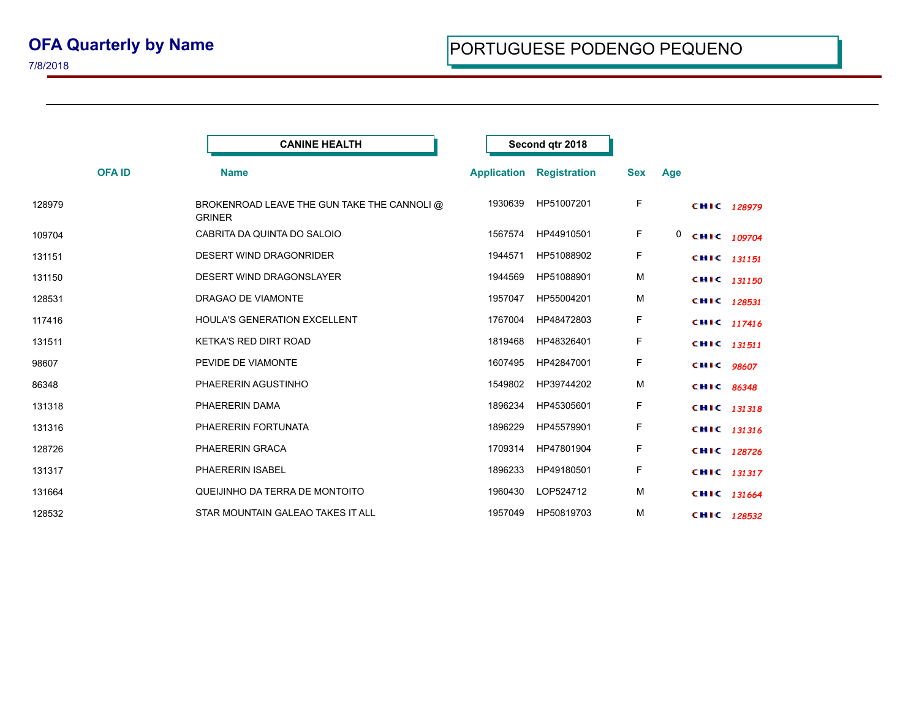# OFA Quarterly by Name

7/8/2018

## PORTUGUESE PODENGO PEQUENO

**CANINE HEALTH** | **Second qtr 2018**

| OFA ID | Name | Application | Registration | Sex | Age | | |
|---|---|---|---|---|---|---|---|
| 128979 | BROKENROAD LEAVE THE GUN TAKE THE CANNOLI @ GRINER | 1930639 | HP51007201 | F | | CHIC | 128979 |
| 109704 | CABRITA DA QUINTA DO SALOIO | 1567574 | HP44910501 | F | 0 | CHIC | 109704 |
| 131151 | DESERT WIND DRAGONRIDER | 1944571 | HP51088902 | F | | CHIC | 131151 |
| 131150 | DESERT WIND DRAGONSLAYER | 1944569 | HP51088901 | M | | CHIC | 131150 |
| 128531 | DRAGAO DE VIAMONTE | 1957047 | HP55004201 | M | | CHIC | 128531 |
| 117416 | HOULA'S GENERATION EXCELLENT | 1767004 | HP48472803 | F | | CHIC | 117416 |
| 131511 | KETKA'S RED DIRT ROAD | 1819468 | HP48326401 | F | | CHIC | 131511 |
| 98607 | PEVIDE DE VIAMONTE | 1607495 | HP42847001 | F | | CHIC | 98607 |
| 86348 | PHAERERIN AGUSTINHO | 1549802 | HP39744202 | M | | CHIC | 86348 |
| 131318 | PHAERERIN DAMA | 1896234 | HP45305601 | F | | CHIC | 131318 |
| 131316 | PHAERERIN FORTUNATA | 1896229 | HP45579901 | F | | CHIC | 131316 |
| 128726 | PHAERERIN GRACA | 1709314 | HP47801904 | F | | CHIC | 128726 |
| 131317 | PHAERERIN ISABEL | 1896233 | HP49180501 | F | | CHIC | 131317 |
| 131664 | QUEIJINHO DA TERRA DE MONTOITO | 1960430 | LOP524712 | M | | CHIC | 131664 |
| 128532 | STAR MOUNTAIN GALEAO TAKES IT ALL | 1957049 | HP50819703 | M | | CHIC | 128532 |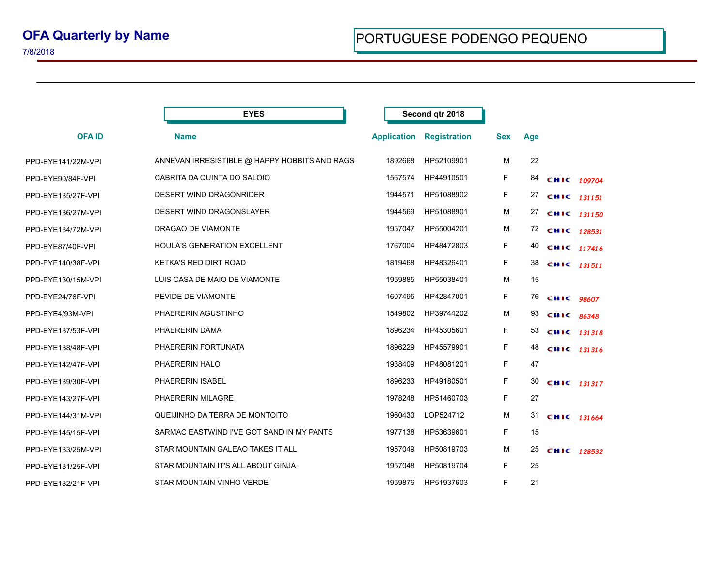# OFA Quarterly by Name

7/8/2018

PORTUGUESE PODENGO PEQUENO

**EYES** — **Second qtr 2018**

| OFA ID | Name | Application | Registration | Sex | Age | | |
|---|---|---|---|---|---|---|---|
| PPD-EYE141/22M-VPI | ANNEVAN IRRESISTIBLE @ HAPPY HOBBITS AND RAGS | 1892668 | HP52109901 | M | 22 | | |
| PPD-EYE90/84F-VPI | CABRITA DA QUINTA DO SALOIO | 1567574 | HP44910501 | F | 84 | CHIC | 109704 |
| PPD-EYE135/27F-VPI | DESERT WIND DRAGONRIDER | 1944571 | HP51088902 | F | 27 | CHIC | 131151 |
| PPD-EYE136/27M-VPI | DESERT WIND DRAGONSLAYER | 1944569 | HP51088901 | M | 27 | CHIC | 131150 |
| PPD-EYE134/72M-VPI | DRAGAO DE VIAMONTE | 1957047 | HP55004201 | M | 72 | CHIC | 128531 |
| PPD-EYE87/40F-VPI | HOULA'S GENERATION EXCELLENT | 1767004 | HP48472803 | F | 40 | CHIC | 117416 |
| PPD-EYE140/38F-VPI | KETKA'S RED DIRT ROAD | 1819468 | HP48326401 | F | 38 | CHIC | 131511 |
| PPD-EYE130/15M-VPI | LUIS CASA DE MAIO DE VIAMONTE | 1959885 | HP55038401 | M | 15 | | |
| PPD-EYE24/76F-VPI | PEVIDE DE VIAMONTE | 1607495 | HP42847001 | F | 76 | CHIC | 98607 |
| PPD-EYE4/93M-VPI | PHAERERIN AGUSTINHO | 1549802 | HP39744202 | M | 93 | CHIC | 86348 |
| PPD-EYE137/53F-VPI | PHAERERIN DAMA | 1896234 | HP45305601 | F | 53 | CHIC | 131318 |
| PPD-EYE138/48F-VPI | PHAERERIN FORTUNATA | 1896229 | HP45579901 | F | 48 | CHIC | 131316 |
| PPD-EYE142/47F-VPI | PHAERERIN HALO | 1938409 | HP48081201 | F | 47 | | |
| PPD-EYE139/30F-VPI | PHAERERIN ISABEL | 1896233 | HP49180501 | F | 30 | CHIC | 131317 |
| PPD-EYE143/27F-VPI | PHAERERIN MILAGRE | 1978248 | HP51460703 | F | 27 | | |
| PPD-EYE144/31M-VPI | QUEIJINHO DA TERRA DE MONTOITO | 1960430 | LOP524712 | M | 31 | CHIC | 131664 |
| PPD-EYE145/15F-VPI | SARMAC EASTWIND I'VE GOT SAND IN MY PANTS | 1977138 | HP53639601 | F | 15 | | |
| PPD-EYE133/25M-VPI | STAR MOUNTAIN GALEAO TAKES IT ALL | 1957049 | HP50819703 | M | 25 | CHIC | 128532 |
| PPD-EYE131/25F-VPI | STAR MOUNTAIN IT'S ALL ABOUT GINJA | 1957048 | HP50819704 | F | 25 | | |
| PPD-EYE132/21F-VPI | STAR MOUNTAIN VINHO VERDE | 1959876 | HP51937603 | F | 21 | | |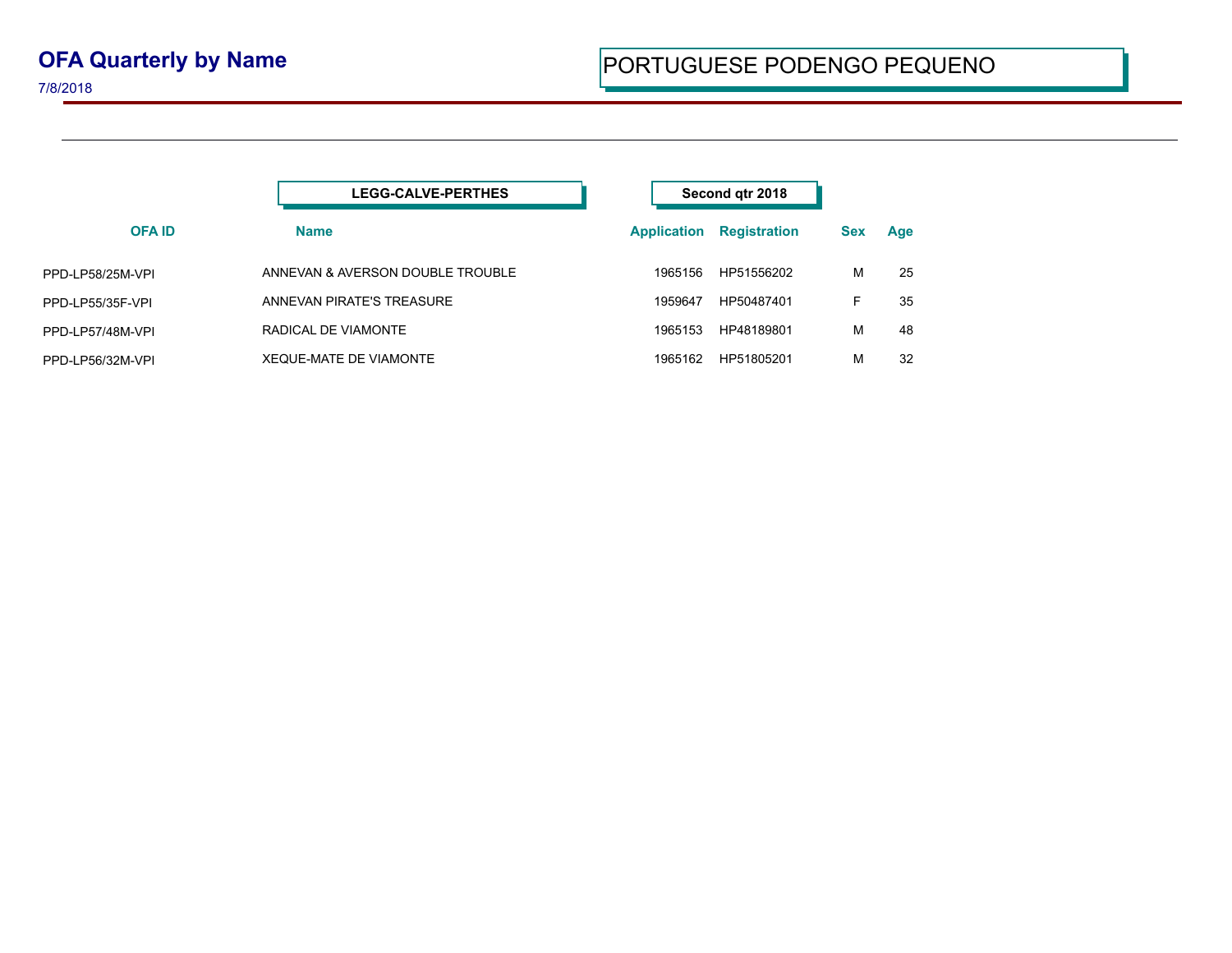# OFA Quarterly by Name

7/8/2018

PORTUGUESE PODENGO PEQUENO

**LEGG-CALVE-PERTHES**

**Second qtr 2018**

| OFA ID | Name | Application | Registration | Sex | Age |
|---|---|---|---|---|---|
| PPD-LP58/25M-VPI | ANNEVAN & AVERSON DOUBLE TROUBLE | 1965156 | HP51556202 | M | 25 |
| PPD-LP55/35F-VPI | ANNEVAN PIRATE'S TREASURE | 1959647 | HP50487401 | F | 35 |
| PPD-LP57/48M-VPI | RADICAL DE VIAMONTE | 1965153 | HP48189801 | M | 48 |
| PPD-LP56/32M-VPI | XEQUE-MATE DE VIAMONTE | 1965162 | HP51805201 | M | 32 |